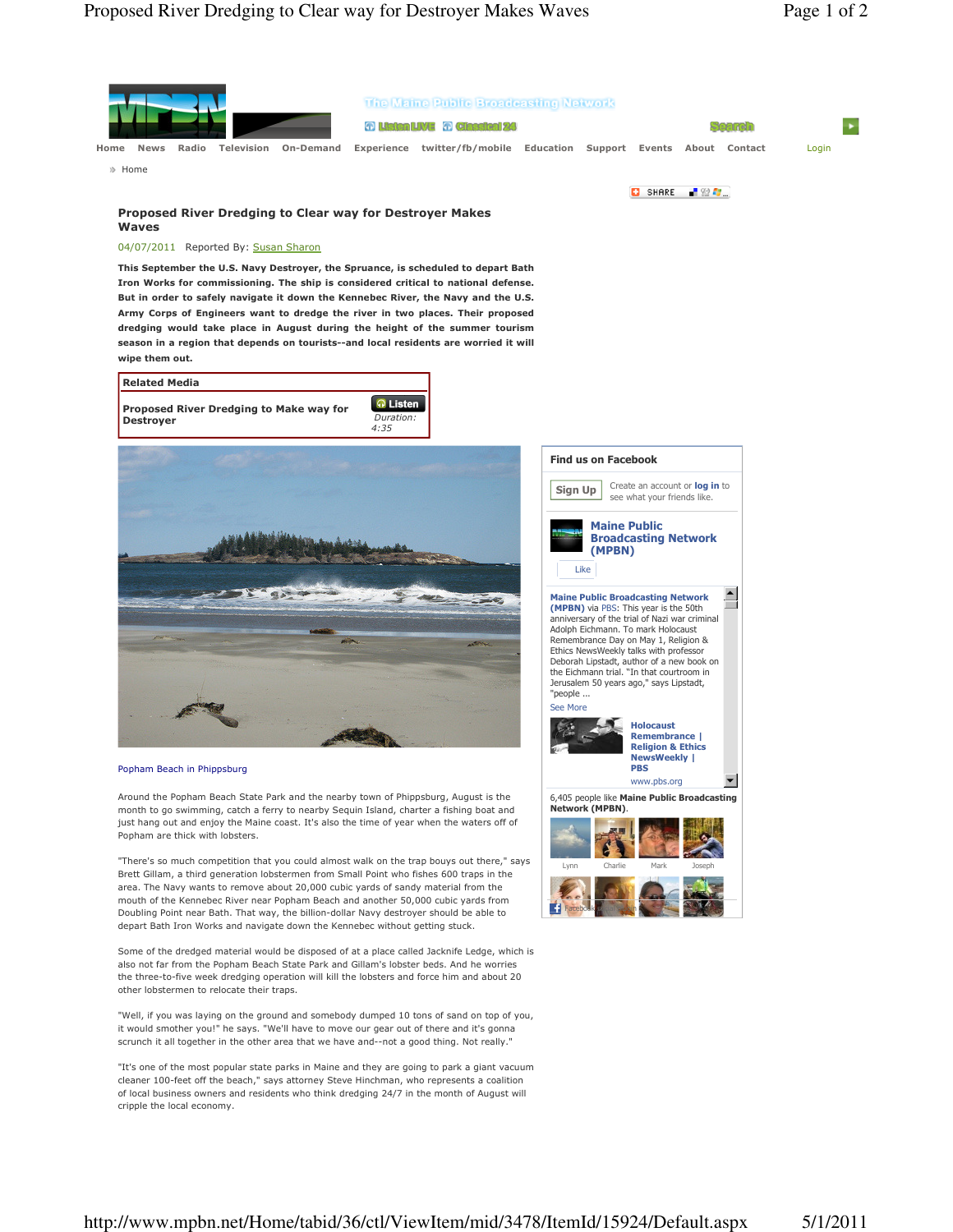Home News Radio Television On-Demand Experience twitter/fb/mobile Education Support Events About Contact Login

Home

# Proposed River Dredging to Clear way for Destroyer Makes Waves

04/07/2011 Reported By: Susan Sharon

**This September the U.S. Navy Destroyer, the Spruance, is scheduled to depart Bath Iron Works for commissioning. The ship is considered critical to national defense. But in order to safely navigate it down the Kennebec River, the Navy and the U.S. Army Corps of Engineers want to dredge the river in two places. Their proposed dredging would take place in August during the height of the summer tourism season in a region that depends on tourists--and local residents are worried it will wipe them out.**

**Related Media**

**Proposed River Dredging to Make way for Destroyer** Listen *Duration: 4:35*

Popham Beach in Phippsburg

Around the Popham Beach State Park and the nearby town of Phippsburg, August is the month to go swimming, catch a ferry to nearby Sequin Island, charter a fishing boat and just hang out and enjoy the Maine coast. It's also the time of year when the waters off of Popham are thick with lobsters.

"There's so much competition that you could almost walk on the trap bouys out there," says Brett Gillam, a third generation lobstermen from Small Point who fishes 600 traps in the area. The Navy wants to remove about 20,000 cubic yards of sandy material from the mouth of the Kennebec River near Popham Beach and another 50,000 cubic yards from Doubling Point near Bath. That way, the billion-dollar Navy destroyer should be able to depart Bath Iron Works and navigate down the Kennebec without getting stuck.

Some of the dredged material would be disposed of at a place called Jacknife Ledge, which is also not far from the Popham Beach State Park and Gillam's lobster beds. And he worries the three-to-five week dredging operation will kill the lobsters and force him and about 20 other lobstermen to relocate their traps.

"Well, if you was laying on the ground and somebody dumped 10 tons of sand on top of you, it would smother you!" he says. "We'll have to move our gear out of there and it's gonna scrunch it all together in the other area that we have and--not a good thing. Not really."

"It's one of the most popular state parks in Maine and they are going to park a giant vacuum cleaner 100-feet off the beach," says attorney Steve Hinchman, who represents a coalition of local business owners and residents who think dredging 24/7 in the month of August will cripple the local economy.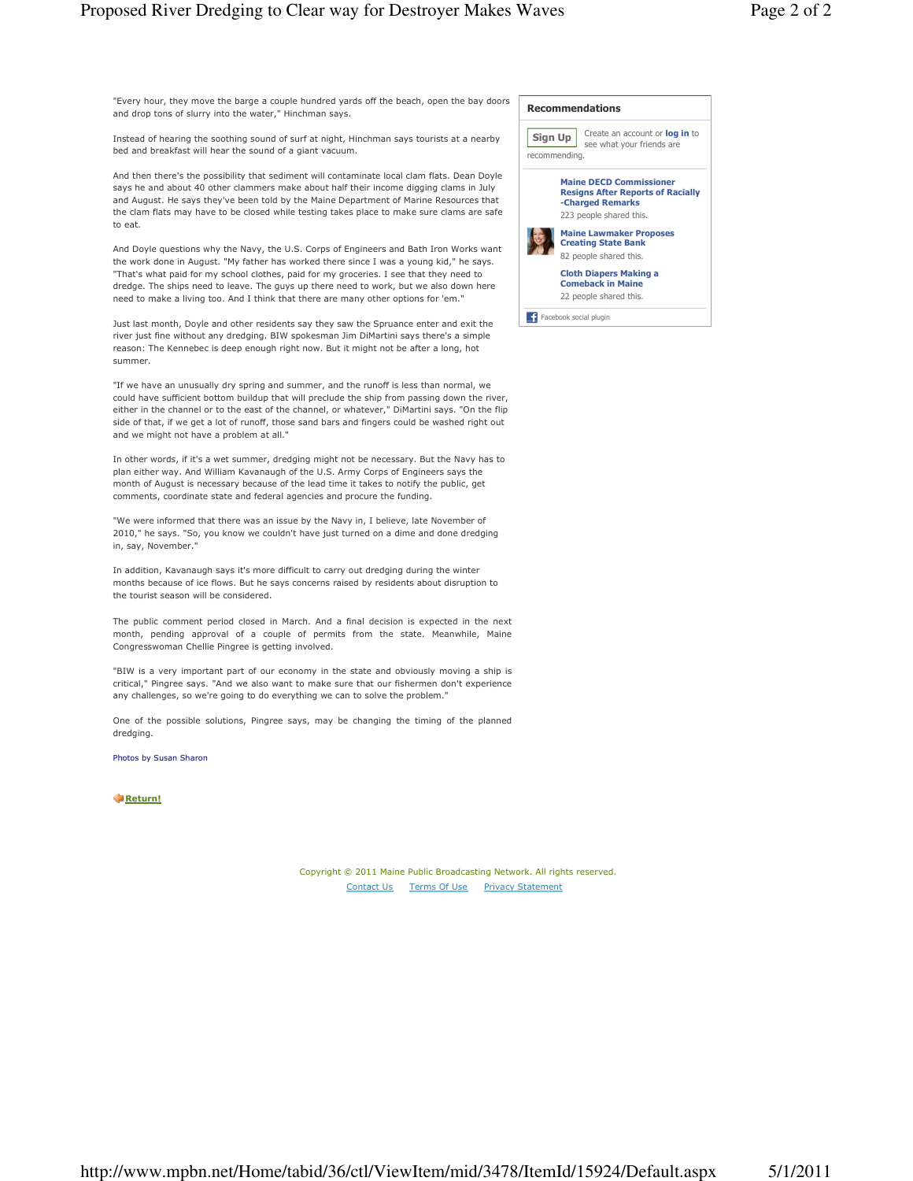"Every hour, they move the barge a couple hundred yards off the beach, open the bay doors and drop tons of slurry into the water," Hinchman says.

Instead of hearing the soothing sound of surf at night, Hinchman says tourists at a nearby bed and breakfast will hear the sound of a giant vacuum.

And then there's the possibility that sediment will contaminate local clam flats. Dean Doyle says he and about 40 other clammers make about half their income digging clams in July and August. He says they've been told by the Maine Department of Marine Resources that the clam flats may have to be closed while testing takes place to make sure clams are safe to eat.

And Doyle questions why the Navy, the U.S. Corps of Engineers and Bath Iron Works want the work done in August. "My father has worked there since I was a young kid," he says. "That's what paid for my school clothes, paid for my groceries. I see that they need to dredge. The ships need to leave. The guys up there need to work, but we also down here need to make a living too. And I think that there are many other options for 'em."

Just last month, Doyle and other residents say they saw the Spruance enter and exit the river just fine without any dredging. BIW spokesman Jim DiMartini says there's a simple reason: The Kennebec is deep enough right now. But it might not be after a long, hot summer.

"If we have an unusually dry spring and summer, and the runoff is less than normal, we could have sufficient bottom buildup that will preclude the ship from passing down the river, either in the channel or to the east of the channel, or whatever," DiMartini says. "On the flip side of that, if we get a lot of runoff, those sand bars and fingers could be washed right out and we might not have a problem at all."

In other words, if it's a wet summer, dredging might not be necessary. But the Navy has to plan either way. And William Kavanaugh of the U.S. Army Corps of Engineers says the month of August is necessary because of the lead time it takes to notify the public, get comments, coordinate state and federal agencies and procure the funding.

"We were informed that there was an issue by the Navy in, I believe, late November of 2010," he says. "So, you know we couldn't have just turned on a dime and done dredging in, say, November."

In addition, Kavanaugh says it's more difficult to carry out dredging during the winter months because of ice flows. But he says concerns raised by residents about disruption to the tourist season will be considered.

The public comment period closed in March. And a final decision is expected in the next month, pending approval of a couple of permits from the state. Meanwhile, Maine Congresswoman Chellie Pingree is getting involved.

"BIW is a very important part of our economy in the state and obviously moving a ship is critical," Pingree says. "And we also want to make sure that our fishermen don't experience any challenges, so we're going to do everything we can to solve the problem."

One of the possible solutions, Pingree says, may be changing the timing of the planned dredging.

Photos by Susan Sharon

**Return!**

**Recommendations**

Sign Up Create an account or **log in** to see what your friends are recommending.

**Maine DECD Commissioner Resigns After Reports of Racially-Charged Remarks**
223 people shared this.

**Maine Lawmaker Proposes Creating State Bank**
82 people shared this.

**Cloth Diapers Making a Comeback in Maine**
22 people shared this.

Facebook social plugin

Copyright © 2011 Maine Public Broadcasting Network. All rights reserved.
Contact Us Terms Of Use Privacy Statement